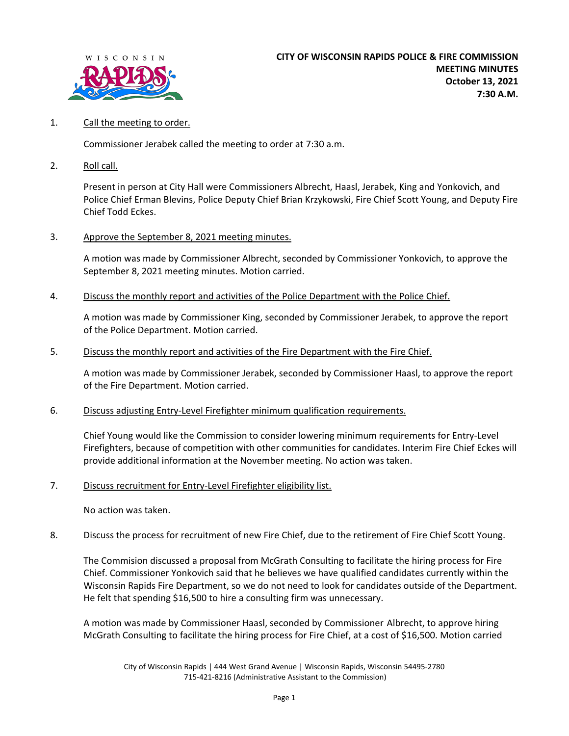# CITY OF WISCONSIN RAPIDS POLICE & FIRE COMMISSION MEETING MINUTES

**October 13, 2021**
**7:30 A.M.**

1. Call the meeting to order.

   Commissioner Jerabek called the meeting to order at 7:30 a.m.

2. Roll call.

   Present in person at City Hall were Commissioners Albrecht, Haasl, Jerabek, King and Yonkovich, and Police Chief Erman Blevins, Police Deputy Chief Brian Krzykowski, Fire Chief Scott Young, and Deputy Fire Chief Todd Eckes.

3. Approve the September 8, 2021 meeting minutes.

   A motion was made by Commissioner Albrecht, seconded by Commissioner Yonkovich, to approve the September 8, 2021 meeting minutes. Motion carried.

4. Discuss the monthly report and activities of the Police Department with the Police Chief.

   A motion was made by Commissioner King, seconded by Commissioner Jerabek, to approve the report of the Police Department. Motion carried.

5. Discuss the monthly report and activities of the Fire Department with the Fire Chief.

   A motion was made by Commissioner Jerabek, seconded by Commissioner Haasl, to approve the report of the Fire Department. Motion carried.

6. Discuss adjusting Entry-Level Firefighter minimum qualification requirements.

   Chief Young would like the Commission to consider lowering minimum requirements for Entry-Level Firefighters, because of competition with other communities for candidates. Interim Fire Chief Eckes will provide additional information at the November meeting. No action was taken.

7. Discuss recruitment for Entry-Level Firefighter eligibility list.

   No action was taken.

8. Discuss the process for recruitment of new Fire Chief, due to the retirement of Fire Chief Scott Young.

   The Commision discussed a proposal from McGrath Consulting to facilitate the hiring process for Fire Chief. Commissioner Yonkovich said that he believes we have qualified candidates currently within the Wisconsin Rapids Fire Department, so we do not need to look for candidates outside of the Department. He felt that spending $16,500 to hire a consulting firm was unnecessary.

   A motion was made by Commissioner Haasl, seconded by Commissioner Albrecht, to approve hiring McGrath Consulting to facilitate the hiring process for Fire Chief, at a cost of $16,500. Motion carried

City of Wisconsin Rapids | 444 West Grand Avenue | Wisconsin Rapids, Wisconsin 54495-2780
715-421-8216 (Administrative Assistant to the Commission)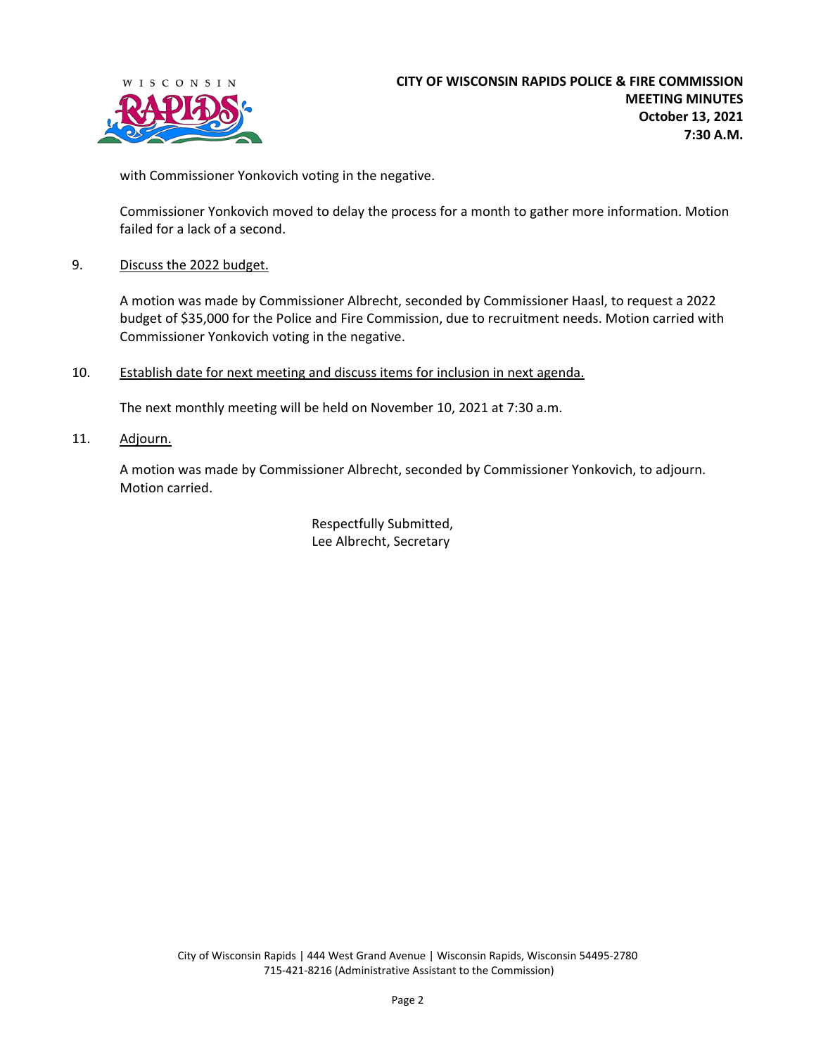with Commissioner Yonkovich voting in the negative.

Commissioner Yonkovich moved to delay the process for a month to gather more information. Motion failed for a lack of a second.

9. Discuss the 2022 budget.

   A motion was made by Commissioner Albrecht, seconded by Commissioner Haasl, to request a 2022 budget of $35,000 for the Police and Fire Commission, due to recruitment needs. Motion carried with Commissioner Yonkovich voting in the negative.

10. Establish date for next meeting and discuss items for inclusion in next agenda.

    The next monthly meeting will be held on November 10, 2021 at 7:30 a.m.

11. Adjourn.

    A motion was made by Commissioner Albrecht, seconded by Commissioner Yonkovich, to adjourn. Motion carried.

Respectfully Submitted,
Lee Albrecht, Secretary